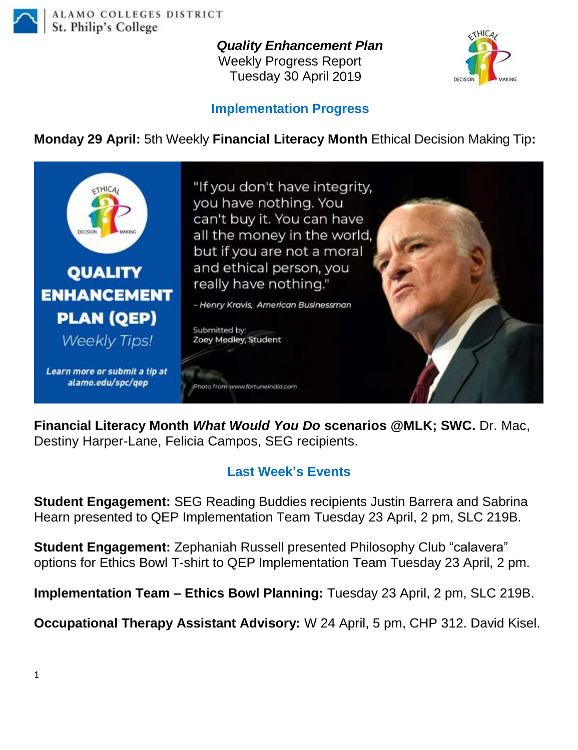ALAMO COLLEGES DISTRICT
St. Philip's College

***Quality Enhancement Plan***
Weekly Progress Report
Tuesday 30 April 2019

## Implementation Progress

**Monday 29 April:** 5th Weekly **Financial Literacy Month** Ethical Decision Making Tip**:**

**QUALITY ENHANCEMENT PLAN (QEP)**
*Weekly Tips!*

***Learn more or submit a tip at alamo.edu/spc/qep***

"If you don't have integrity, you have nothing. You can't buy it. You can have all the money in the world, but if you are not a moral and ethical person, you really have nothing."

*– Henry Kravis, American Businessman*

Submitted by:
Zoey Medley, Student

*Photo from www.fortuneindia.com*

**Financial Literacy Month *What Would You Do* scenarios @MLK; SWC.** Dr. Mac, Destiny Harper-Lane, Felicia Campos, SEG recipients.

## Last Week's Events

**Student Engagement:** SEG Reading Buddies recipients Justin Barrera and Sabrina Hearn presented to QEP Implementation Team Tuesday 23 April, 2 pm, SLC 219B.

**Student Engagement:** Zephaniah Russell presented Philosophy Club "calavera" options for Ethics Bowl T-shirt to QEP Implementation Team Tuesday 23 April, 2 pm.

**Implementation Team – Ethics Bowl Planning:** Tuesday 23 April, 2 pm, SLC 219B.

**Occupational Therapy Assistant Advisory:** W 24 April, 5 pm, CHP 312. David Kisel.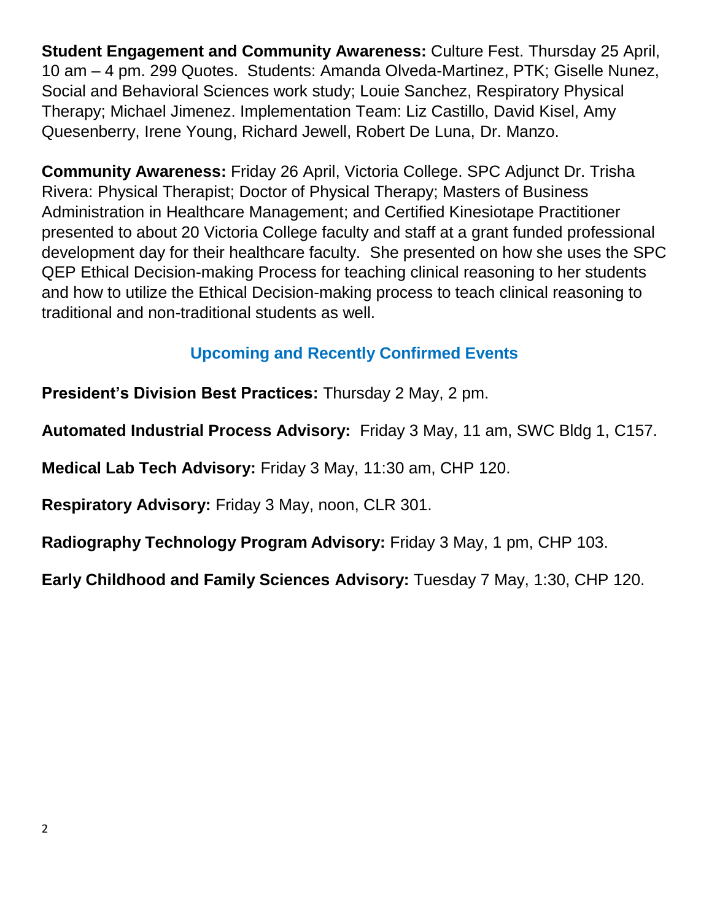**Student Engagement and Community Awareness:** Culture Fest. Thursday 25 April, 10 am – 4 pm. 299 Quotes. Students: Amanda Olveda-Martinez, PTK; Giselle Nunez, Social and Behavioral Sciences work study; Louie Sanchez, Respiratory Physical Therapy; Michael Jimenez. Implementation Team: Liz Castillo, David Kisel, Amy Quesenberry, Irene Young, Richard Jewell, Robert De Luna, Dr. Manzo.

**Community Awareness:** Friday 26 April, Victoria College. SPC Adjunct Dr. Trisha Rivera: Physical Therapist; Doctor of Physical Therapy; Masters of Business Administration in Healthcare Management; and Certified Kinesiotape Practitioner presented to about 20 Victoria College faculty and staff at a grant funded professional development day for their healthcare faculty. She presented on how she uses the SPC QEP Ethical Decision-making Process for teaching clinical reasoning to her students and how to utilize the Ethical Decision-making process to teach clinical reasoning to traditional and non-traditional students as well.

## Upcoming and Recently Confirmed Events

**President's Division Best Practices:** Thursday 2 May, 2 pm.

**Automated Industrial Process Advisory:** Friday 3 May, 11 am, SWC Bldg 1, C157.

**Medical Lab Tech Advisory:** Friday 3 May, 11:30 am, CHP 120.

**Respiratory Advisory:** Friday 3 May, noon, CLR 301.

**Radiography Technology Program Advisory:** Friday 3 May, 1 pm, CHP 103.

**Early Childhood and Family Sciences Advisory:** Tuesday 7 May, 1:30, CHP 120.